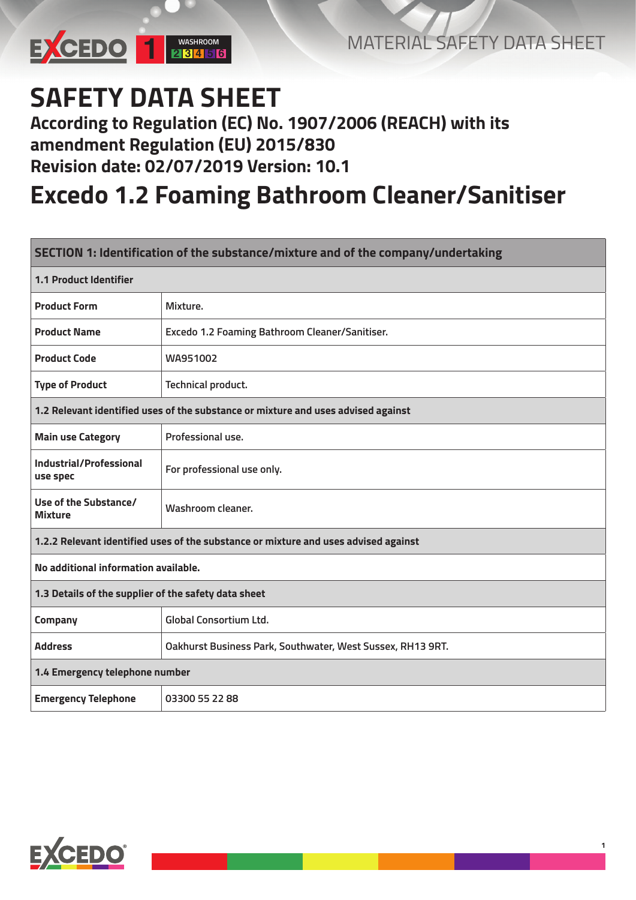# SAFETY DATA SHEET

**According to Regulation (EC) No. 1907/2006 (REACH) with its amendment Regulation (EU) 2015/830**

**Revision date: 02/07/2019 Version: 10.1**

# Excedo 1.2 Foaming Bathroom Cleaner/Sanitiser

| SECTION 1: Identification of the substance/mixture and of the company/undertaking | |
|---|---|
| **1.1 Product Identifier** | |
| **Product Form** | Mixture. |
| **Product Name** | Excedo 1.2 Foaming Bathroom Cleaner/Sanitiser. |
| **Product Code** | WA951002 |
| **Type of Product** | Technical product. |
| **1.2 Relevant identified uses of the substance or mixture and uses advised against** | |
| **Main use Category** | Professional use. |
| **Industrial/Professional use spec** | For professional use only. |
| **Use of the Substance/ Mixture** | Washroom cleaner. |
| **1.2.2 Relevant identified uses of the substance or mixture and uses advised against** | |
| **No additional information available.** | |
| **1.3 Details of the supplier of the safety data sheet** | |
| **Company** | Global Consortium Ltd. |
| **Address** | Oakhurst Business Park, Southwater, West Sussex, RH13 9RT. |
| **1.4 Emergency telephone number** | |
| **Emergency Telephone** | 03300 55 22 88 |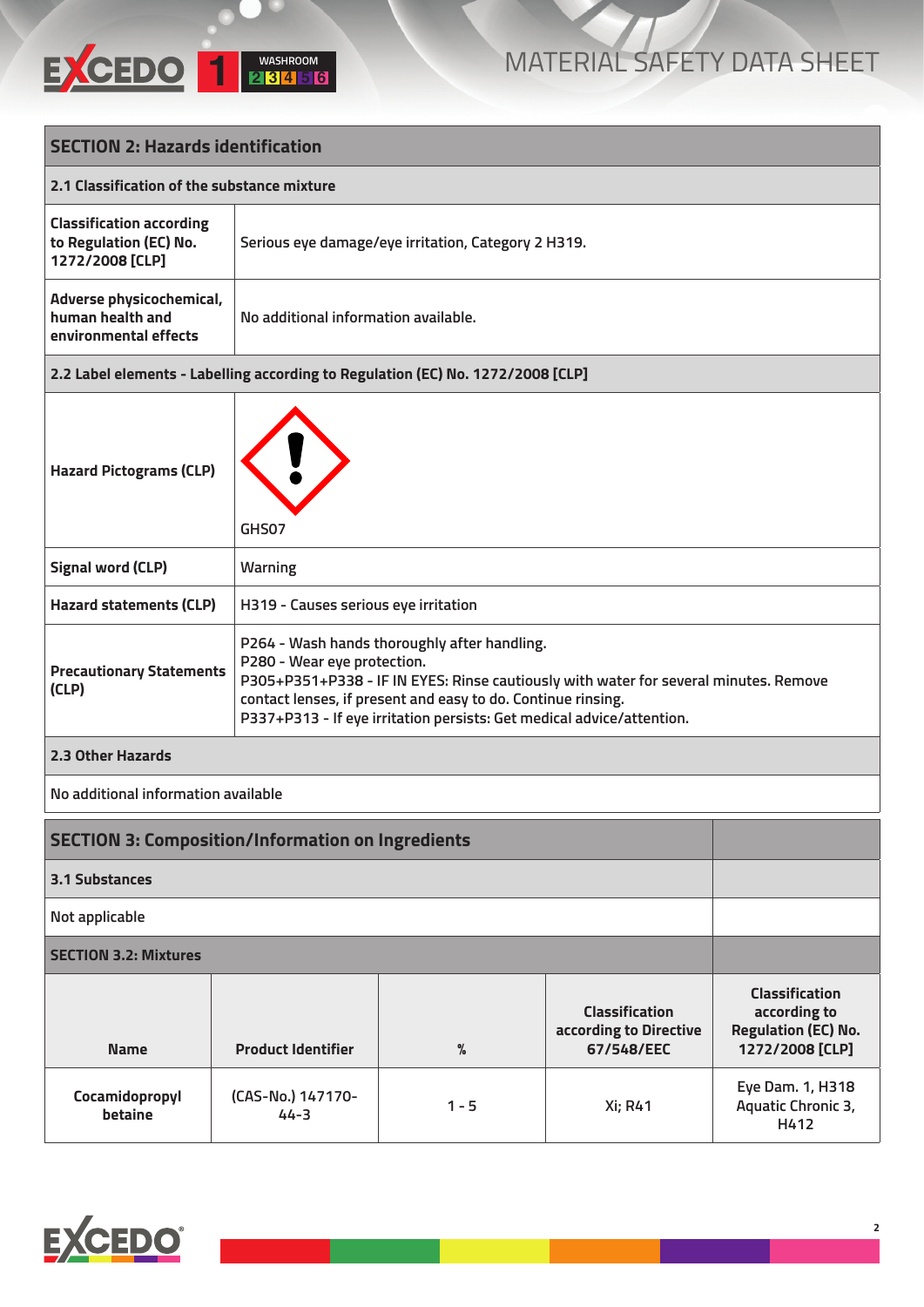## SECTION 2: Hazards identification

### 2.1 Classification of the substance mixture

| | |
|---|---|
| **Classification according to Regulation (EC) No. 1272/2008 [CLP]** | Serious eye damage/eye irritation, Category 2 H319. |
| **Adverse physicochemical, human health and environmental effects** | No additional information available. |

### 2.2 Label elements - Labelling according to Regulation (EC) No. 1272/2008 [CLP]

| | |
|---|---|
| **Hazard Pictograms (CLP)** | GHS07 |
| **Signal word (CLP)** | Warning |
| **Hazard statements (CLP)** | H319 - Causes serious eye irritation |
| **Precautionary Statements (CLP)** | P264 - Wash hands thoroughly after handling.<br>P280 - Wear eye protection.<br>P305+P351+P338 - IF IN EYES: Rinse cautiously with water for several minutes. Remove contact lenses, if present and easy to do. Continue rinsing.<br>P337+P313 - If eye irritation persists: Get medical advice/attention. |

### 2.3 Other Hazards

No additional information available

## SECTION 3: Composition/Information on Ingredients

### 3.1 Substances

Not applicable

### SECTION 3.2: Mixtures

| Name | Product Identifier | % | Classification according to Directive 67/548/EEC | Classification according to Regulation (EC) No. 1272/2008 [CLP] |
|---|---|---|---|---|
| Cocamidopropyl betaine | (CAS-No.) 147170-44-3 | 1 - 5 | Xi; R41 | Eye Dam. 1, H318 Aquatic Chronic 3, H412 |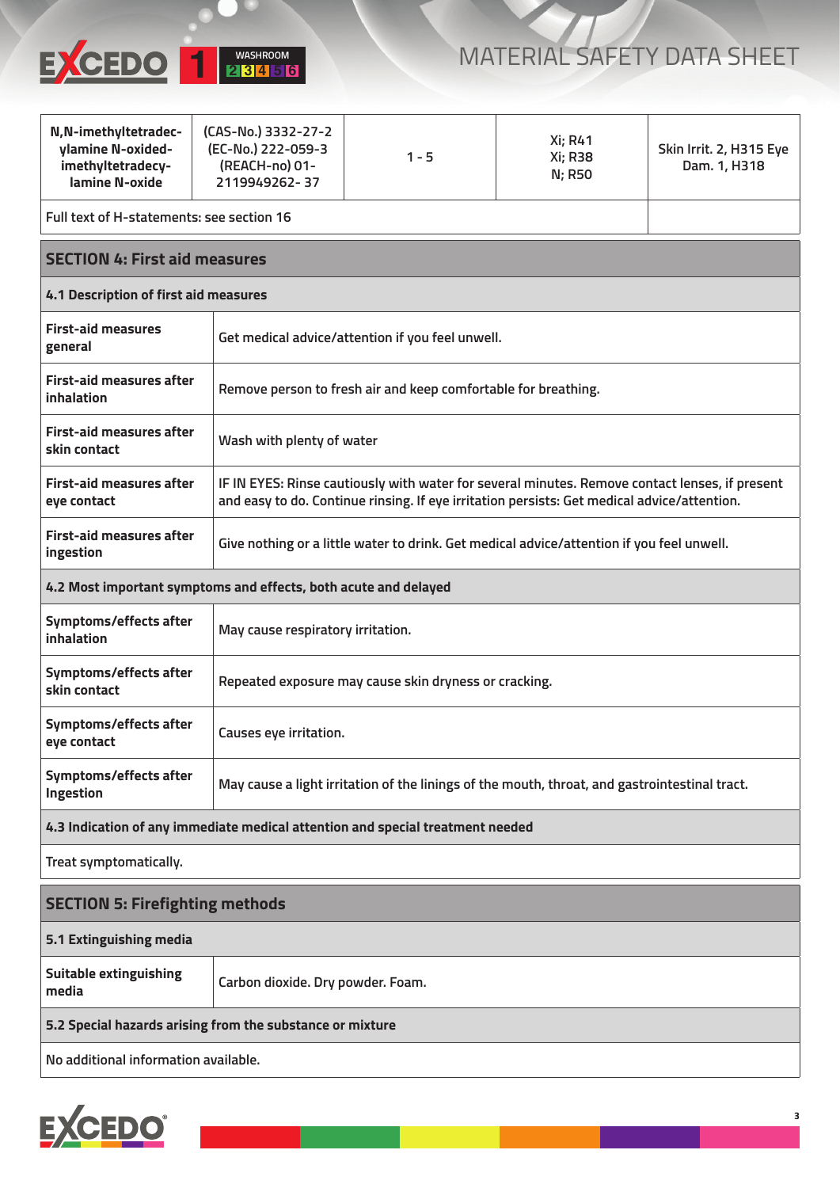| N,N-imethyltetradec-ylamine N-oxided-imethyltetradecy-lamine N-oxide | (CAS-No.) 3332-27-2 (EC-No.) 222-059-3 (REACH-no) 01-2119949262- 37 | 1 - 5 | Xi; R41 Xi; R38 N; R50 | Skin Irrit. 2, H315 Eye Dam. 1, H318 |
|---|---|---|---|---|
| Full text of H-statements: see section 16 | | | | |

## SECTION 4: First aid measures

### 4.1 Description of first aid measures

| | |
|---|---|
| **First-aid measures general** | Get medical advice/attention if you feel unwell. |
| **First-aid measures after inhalation** | Remove person to fresh air and keep comfortable for breathing. |
| **First-aid measures after skin contact** | Wash with plenty of water |
| **First-aid measures after eye contact** | IF IN EYES: Rinse cautiously with water for several minutes. Remove contact lenses, if present and easy to do. Continue rinsing. If eye irritation persists: Get medical advice/attention. |
| **First-aid measures after ingestion** | Give nothing or a little water to drink. Get medical advice/attention if you feel unwell. |

### 4.2 Most important symptoms and effects, both acute and delayed

| | |
|---|---|
| **Symptoms/effects after inhalation** | May cause respiratory irritation. |
| **Symptoms/effects after skin contact** | Repeated exposure may cause skin dryness or cracking. |
| **Symptoms/effects after eye contact** | Causes eye irritation. |
| **Symptoms/effects after Ingestion** | May cause a light irritation of the linings of the mouth, throat, and gastrointestinal tract. |

### 4.3 Indication of any immediate medical attention and special treatment needed

Treat symptomatically.

## SECTION 5: Firefighting methods

### 5.1 Extinguishing media

| | |
|---|---|
| **Suitable extinguishing media** | Carbon dioxide. Dry powder. Foam. |

### 5.2 Special hazards arising from the substance or mixture

No additional information available.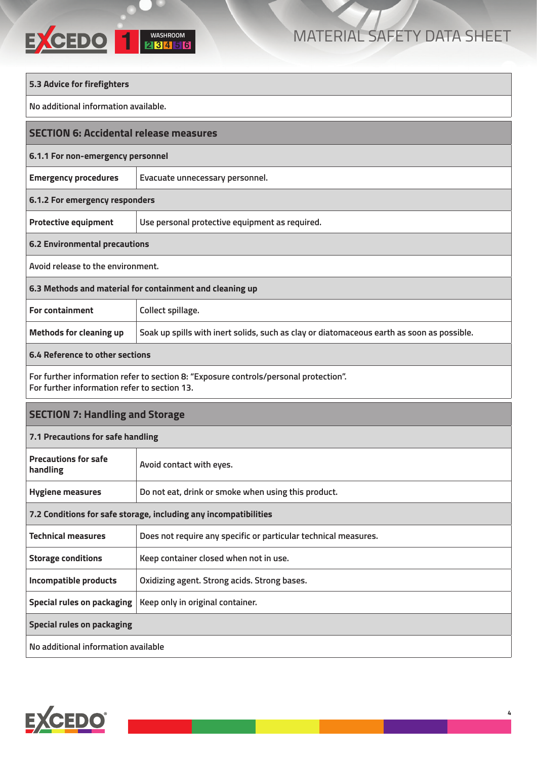### 5.3 Advice for firefighters

No additional information available.

## SECTION 6: Accidental release measures

### 6.1.1 For non-emergency personnel

| | |
|---|---|
| **Emergency procedures** | Evacuate unnecessary personnel. |

### 6.1.2 For emergency responders

| | |
|---|---|
| **Protective equipment** | Use personal protective equipment as required. |

### 6.2 Environmental precautions

Avoid release to the environment.

### 6.3 Methods and material for containment and cleaning up

| | |
|---|---|
| **For containment** | Collect spillage. |
| **Methods for cleaning up** | Soak up spills with inert solids, such as clay or diatomaceous earth as soon as possible. |

### 6.4 Reference to other sections

For further information refer to section 8: "Exposure controls/personal protection".
For further information refer to section 13.

## SECTION 7: Handling and Storage

### 7.1 Precautions for safe handling

| | |
|---|---|
| **Precautions for safe handling** | Avoid contact with eyes. |
| **Hygiene measures** | Do not eat, drink or smoke when using this product. |

### 7.2 Conditions for safe storage, including any incompatibilities

| | |
|---|---|
| **Technical measures** | Does not require any specific or particular technical measures. |
| **Storage conditions** | Keep container closed when not in use. |
| **Incompatible products** | Oxidizing agent. Strong acids. Strong bases. |
| **Special rules on packaging** | Keep only in original container. |

### Special rules on packaging

No additional information available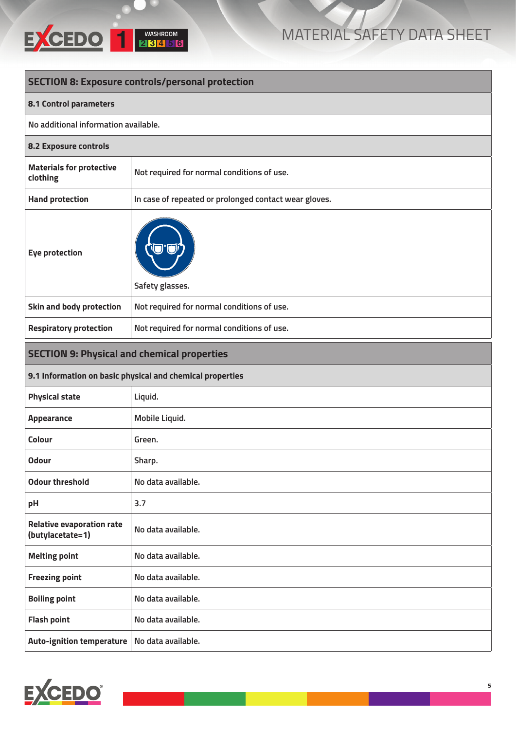## SECTION 8: Exposure controls/personal protection

### 8.1 Control parameters

No additional information available.

### 8.2 Exposure controls

| | |
|---|---|
| **Materials for protective clothing** | Not required for normal conditions of use. |
| **Hand protection** | In case of repeated or prolonged contact wear gloves. |
| **Eye protection** | Safety glasses. |
| **Skin and body protection** | Not required for normal conditions of use. |
| **Respiratory protection** | Not required for normal conditions of use. |

## SECTION 9: Physical and chemical properties

### 9.1 Information on basic physical and chemical properties

| | |
|---|---|
| **Physical state** | Liquid. |
| **Appearance** | Mobile Liquid. |
| **Colour** | Green. |
| **Odour** | Sharp. |
| **Odour threshold** | No data available. |
| **pH** | 3.7 |
| **Relative evaporation rate (butylacetate=1)** | No data available. |
| **Melting point** | No data available. |
| **Freezing point** | No data available. |
| **Boiling point** | No data available. |
| **Flash point** | No data available. |
| **Auto-ignition temperature** | No data available. |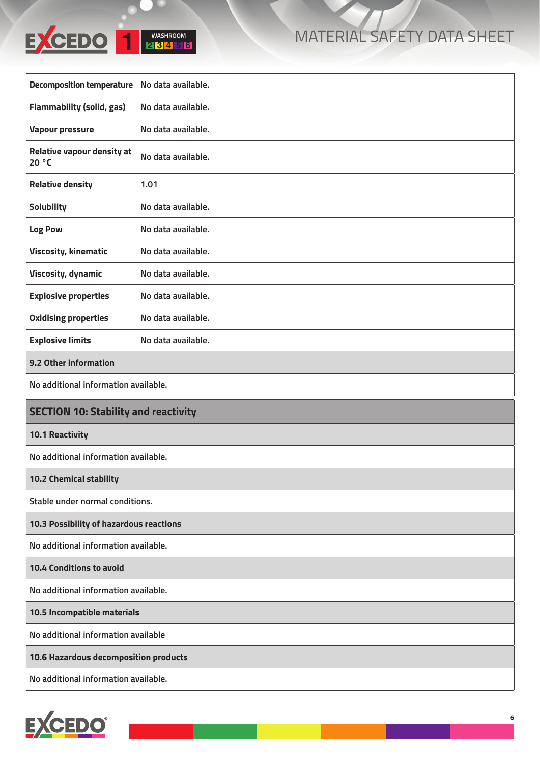| | |
|---|---|
| **Decomposition temperature** | No data available. |
| **Flammability (solid, gas)** | No data available. |
| **Vapour pressure** | No data available. |
| **Relative vapour density at 20 °C** | No data available. |
| **Relative density** | 1.01 |
| **Solubility** | No data available. |
| **Log Pow** | No data available. |
| **Viscosity, kinematic** | No data available. |
| **Viscosity, dynamic** | No data available. |
| **Explosive properties** | No data available. |
| **Oxidising properties** | No data available. |
| **Explosive limits** | No data available. |

**9.2 Other information**

No additional information available.

## SECTION 10: Stability and reactivity

**10.1 Reactivity**

No additional information available.

**10.2 Chemical stability**

Stable under normal conditions.

**10.3 Possibility of hazardous reactions**

No additional information available.

**10.4 Conditions to avoid**

No additional information available.

**10.5 Incompatible materials**

No additional information available

**10.6 Hazardous decomposition products**

No additional information available.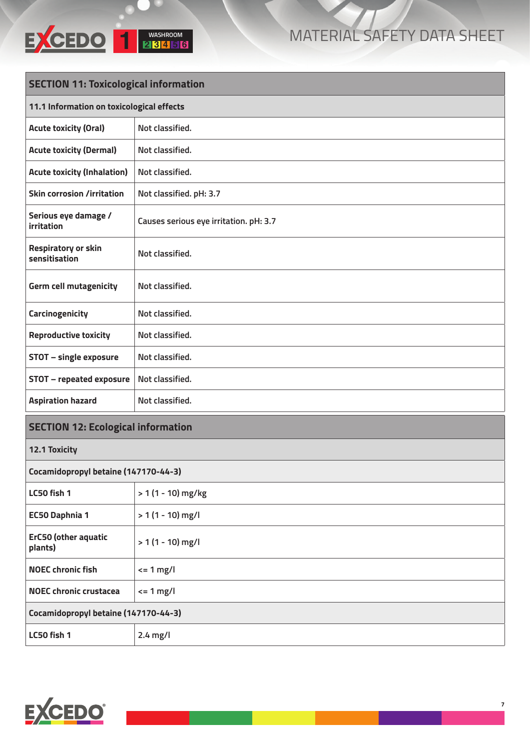## SECTION 11: Toxicological information

### 11.1 Information on toxicological effects

| | |
|---|---|
| **Acute toxicity (Oral)** | Not classified. |
| **Acute toxicity (Dermal)** | Not classified. |
| **Acute toxicity (Inhalation)** | Not classified. |
| **Skin corrosion /irritation** | Not classified. pH: 3.7 |
| **Serious eye damage / irritation** | Causes serious eye irritation. pH: 3.7 |
| **Respiratory or skin sensitisation** | Not classified. |
| **Germ cell mutagenicity** | Not classified. |
| **Carcinogenicity** | Not classified. |
| **Reproductive toxicity** | Not classified. |
| **STOT – single exposure** | Not classified. |
| **STOT – repeated exposure** | Not classified. |
| **Aspiration hazard** | Not classified. |

## SECTION 12: Ecological information

### 12.1 Toxicity

**Cocamidopropyl betaine (147170-44-3)**

| | |
|---|---|
| **LC50 fish 1** | > 1 (1 - 10) mg/kg |
| **EC50 Daphnia 1** | > 1 (1 - 10) mg/l |
| **ErC50 (other aquatic plants)** | > 1 (1 - 10) mg/l |
| **NOEC chronic fish** | <= 1 mg/l |
| **NOEC chronic crustacea** | <= 1 mg/l |

**Cocamidopropyl betaine (147170-44-3)**

| | |
|---|---|
| **LC50 fish 1** | 2.4 mg/l |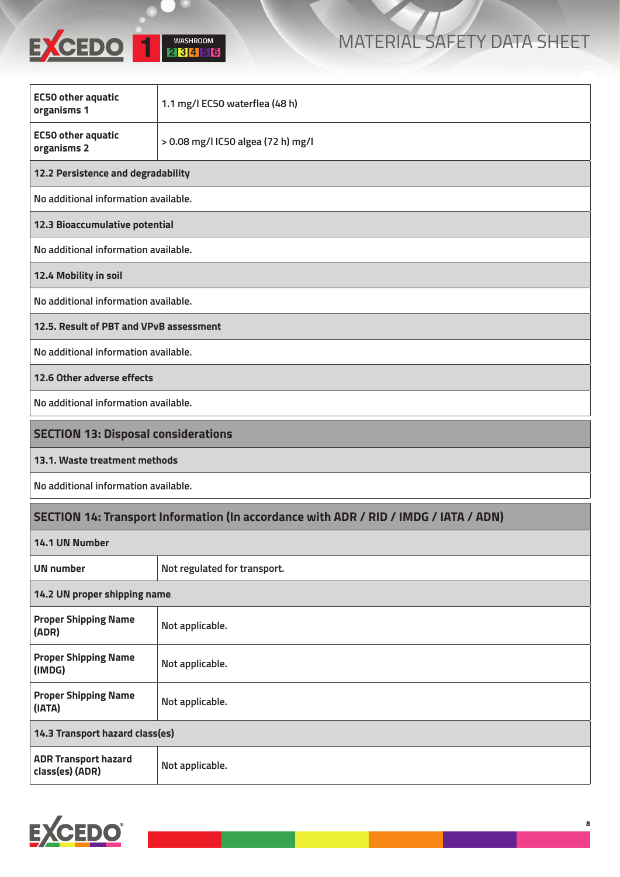| | |
|---|---|
| **EC50 other aquatic organisms 1** | 1.1 mg/l EC50 waterflea (48 h) |
| **EC50 other aquatic organisms 2** | > 0.08 mg/l IC50 algea (72 h) mg/l |

### 12.2 Persistence and degradability

No additional information available.

### 12.3 Bioaccumulative potential

No additional information available.

### 12.4 Mobility in soil

No additional information available.

### 12.5. Result of PBT and VPvB assessment

No additional information available.

### 12.6 Other adverse effects

No additional information available.

## SECTION 13: Disposal considerations

### 13.1. Waste treatment methods

No additional information available.

## SECTION 14: Transport Information (In accordance with ADR / RID / IMDG / IATA / ADN)

### 14.1 UN Number

| | |
|---|---|
| **UN number** | Not regulated for transport. |

### 14.2 UN proper shipping name

| | |
|---|---|
| **Proper Shipping Name (ADR)** | Not applicable. |
| **Proper Shipping Name (IMDG)** | Not applicable. |
| **Proper Shipping Name (IATA)** | Not applicable. |

### 14.3 Transport hazard class(es)

| | |
|---|---|
| **ADR Transport hazard class(es) (ADR)** | Not applicable. |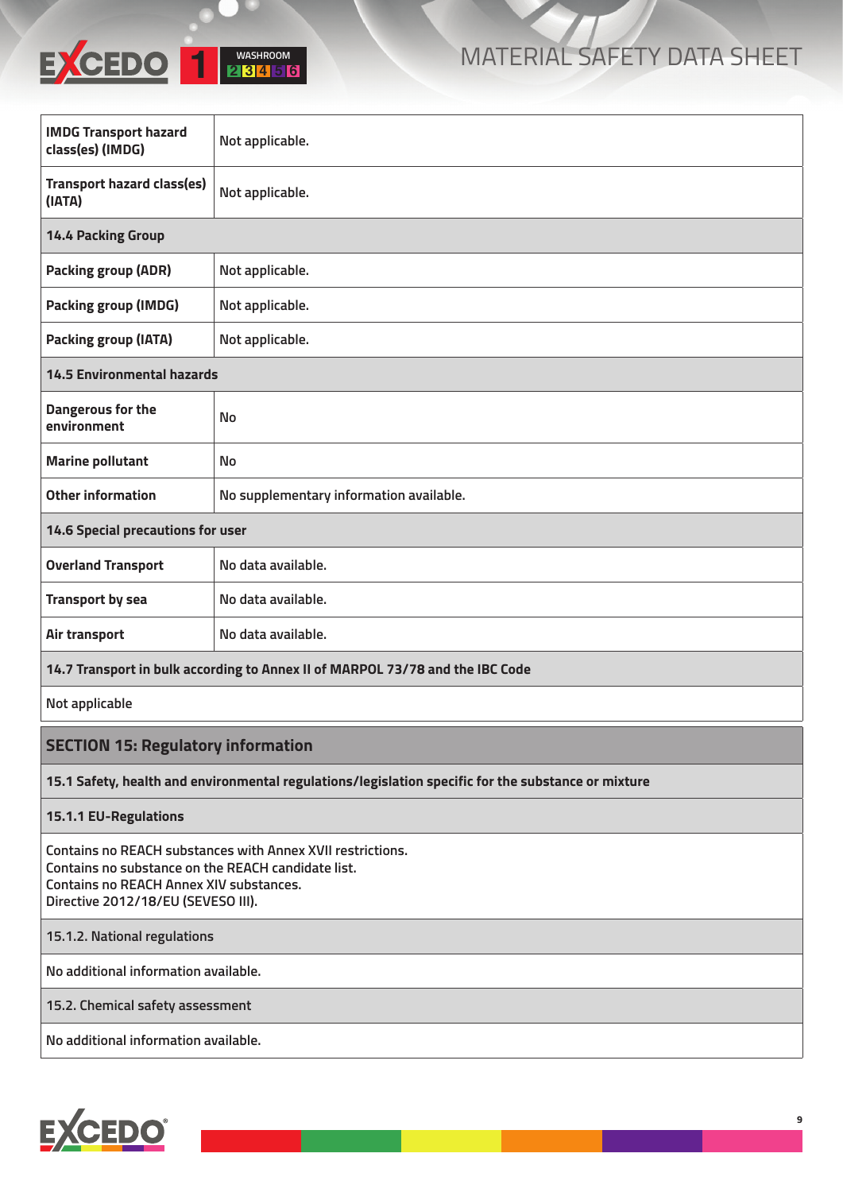| | |
|---|---|
| **IMDG Transport hazard class(es) (IMDG)** | Not applicable. |
| **Transport hazard class(es) (IATA)** | Not applicable. |
| **14.4 Packing Group** | |
| **Packing group (ADR)** | Not applicable. |
| **Packing group (IMDG)** | Not applicable. |
| **Packing group (IATA)** | Not applicable. |
| **14.5 Environmental hazards** | |
| **Dangerous for the environment** | No |
| **Marine pollutant** | No |
| **Other information** | No supplementary information available. |
| **14.6 Special precautions for user** | |
| **Overland Transport** | No data available. |
| **Transport by sea** | No data available. |
| **Air transport** | No data available. |
| **14.7 Transport in bulk according to Annex II of MARPOL 73/78 and the IBC Code** | |
| Not applicable | |

## SECTION 15: Regulatory information

**15.1 Safety, health and environmental regulations/legislation specific for the substance or mixture**

**15.1.1 EU-Regulations**

Contains no REACH substances with Annex XVII restrictions.
Contains no substance on the REACH candidate list.
Contains no REACH Annex XIV substances.
Directive 2012/18/EU (SEVESO III).

15.1.2. National regulations

No additional information available.

15.2. Chemical safety assessment

No additional information available.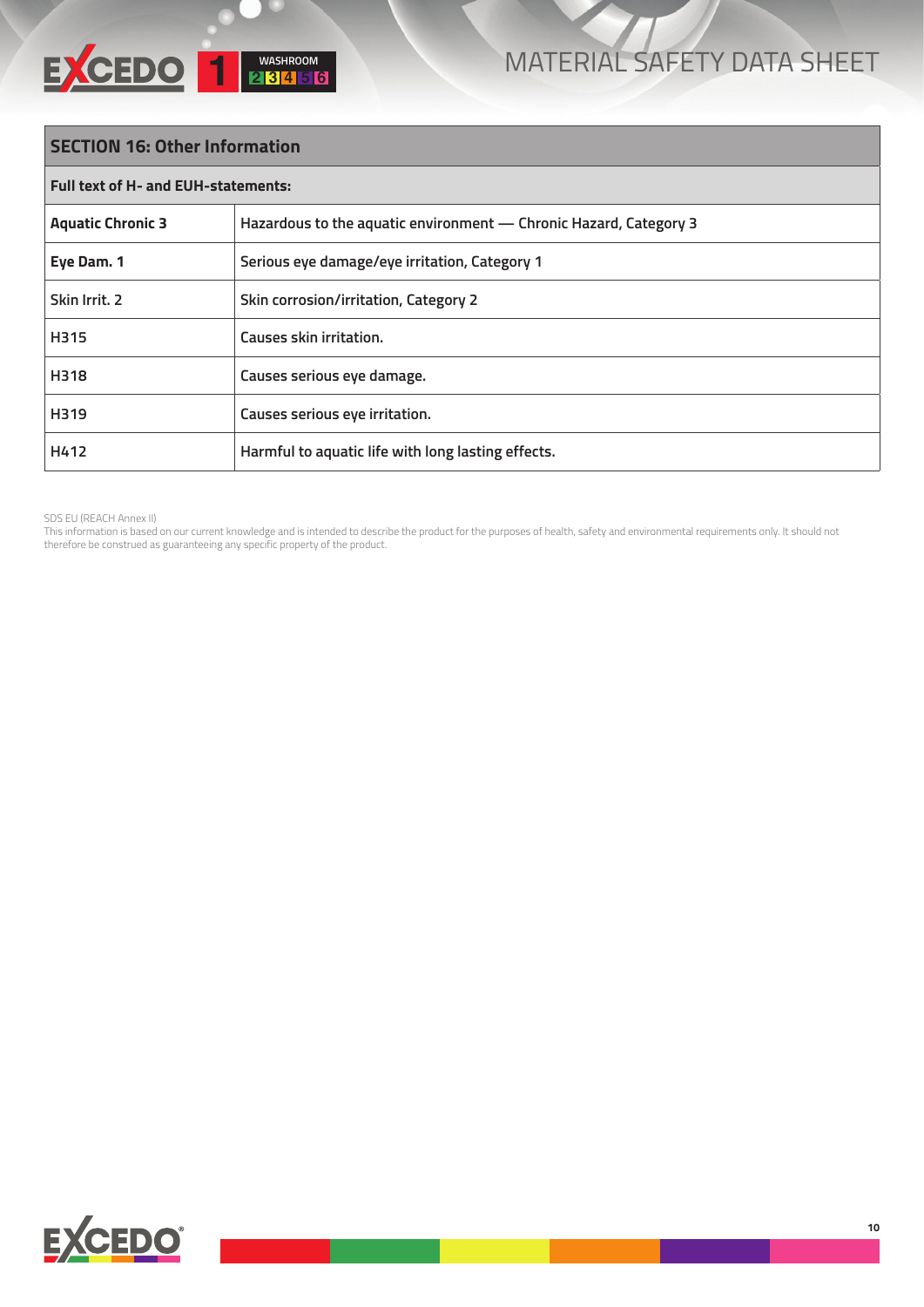## SECTION 16: Other Information

**Full text of H- and EUH-statements:**

| | |
|---|---|
| **Aquatic Chronic 3** | Hazardous to the aquatic environment — Chronic Hazard, Category 3 |
| **Eye Dam. 1** | Serious eye damage/eye irritation, Category 1 |
| Skin Irrit. 2 | Skin corrosion/irritation, Category 2 |
| H315 | Causes skin irritation. |
| H318 | Causes serious eye damage. |
| H319 | Causes serious eye irritation. |
| H412 | Harmful to aquatic life with long lasting effects. |

SDS EU (REACH Annex II)
This information is based on our current knowledge and is intended to describe the product for the purposes of health, safety and environmental requirements only. It should not therefore be construed as guaranteeing any specific property of the product.